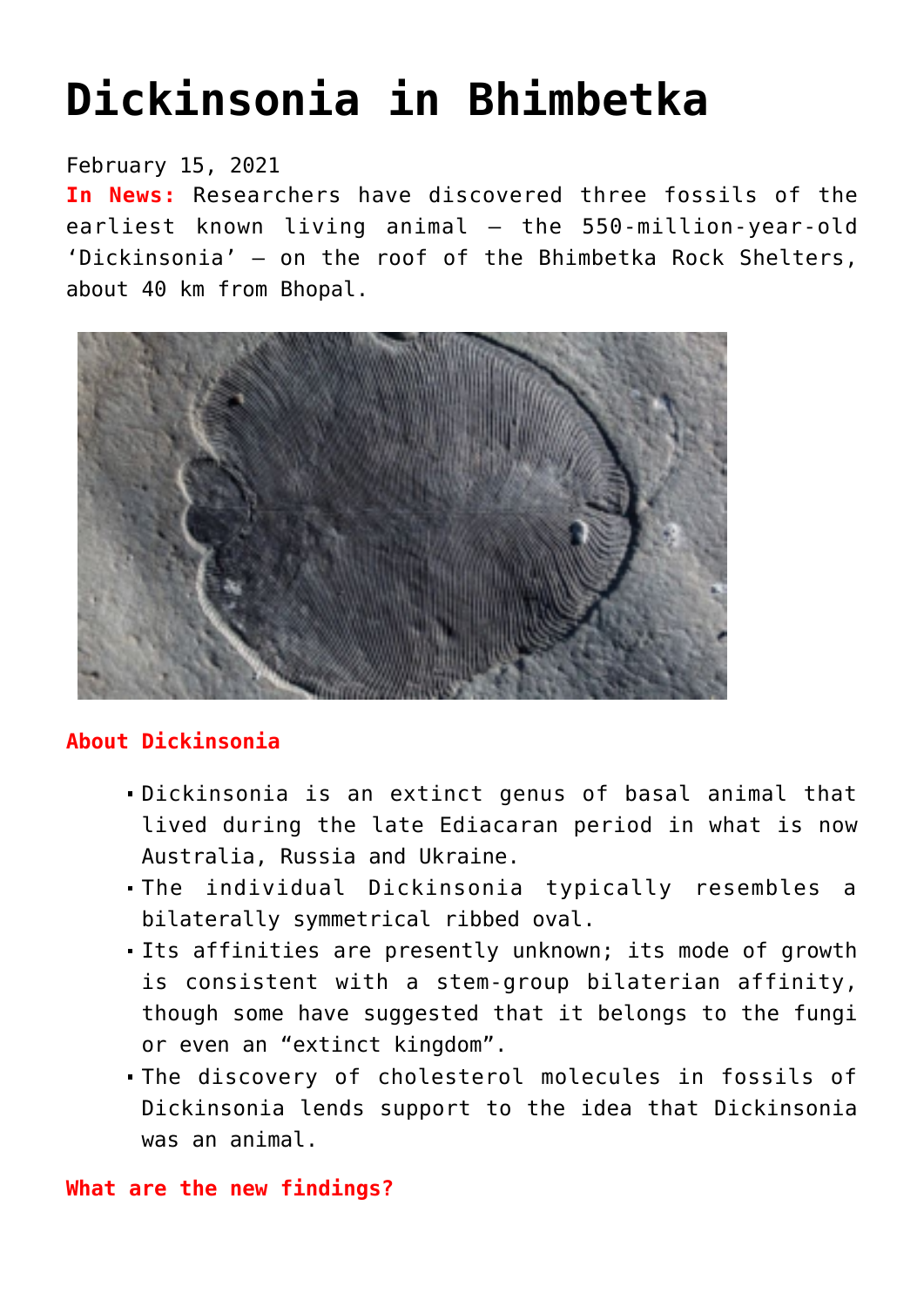# Dickinsonia in Bhimbetka

February 15, 2021

**In News:** Researchers have discovered three fossils of the earliest known living animal – the 550-million-year-old 'Dickinsonia' – on the roof of the Bhimbetka Rock Shelters, about 40 km from Bhopal.

## About Dickinsonia

- Dickinsonia is an extinct genus of basal animal that lived during the late Ediacaran period in what is now Australia, Russia and Ukraine.
- The individual Dickinsonia typically resembles a bilaterally symmetrical ribbed oval.
- Its affinities are presently unknown; its mode of growth is consistent with a stem-group bilaterian affinity, though some have suggested that it belongs to the fungi or even an "extinct kingdom".
- The discovery of cholesterol molecules in fossils of Dickinsonia lends support to the idea that Dickinsonia was an animal.

## What are the new findings?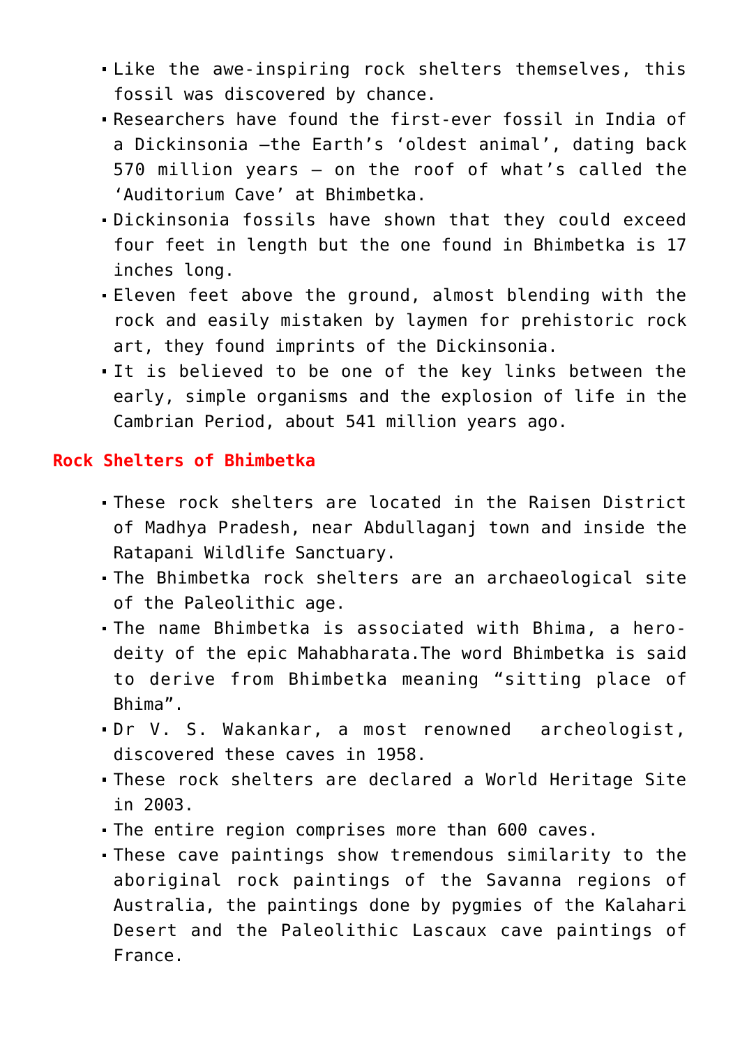- Like the awe-inspiring rock shelters themselves, this fossil was discovered by chance.
- Researchers have found the first-ever fossil in India of a Dickinsonia –the Earth's 'oldest animal', dating back 570 million years – on the roof of what's called the 'Auditorium Cave' at Bhimbetka.
- Dickinsonia fossils have shown that they could exceed four feet in length but the one found in Bhimbetka is 17 inches long.
- Eleven feet above the ground, almost blending with the rock and easily mistaken by laymen for prehistoric rock art, they found imprints of the Dickinsonia.
- It is believed to be one of the key links between the early, simple organisms and the explosion of life in the Cambrian Period, about 541 million years ago.

## Rock Shelters of Bhimbetka

- These rock shelters are located in the Raisen District of Madhya Pradesh, near Abdullaganj town and inside the Ratapani Wildlife Sanctuary.
- The Bhimbetka rock shelters are an archaeological site of the Paleolithic age.
- The name Bhimbetka is associated with Bhima, a hero-deity of the epic Mahabharata.The word Bhimbetka is said to derive from Bhimbetka meaning "sitting place of Bhima".
- Dr V. S. Wakankar, a most renowned archeologist, discovered these caves in 1958.
- These rock shelters are declared a World Heritage Site in 2003.
- The entire region comprises more than 600 caves.
- These cave paintings show tremendous similarity to the aboriginal rock paintings of the Savanna regions of Australia, the paintings done by pygmies of the Kalahari Desert and the Paleolithic Lascaux cave paintings of France.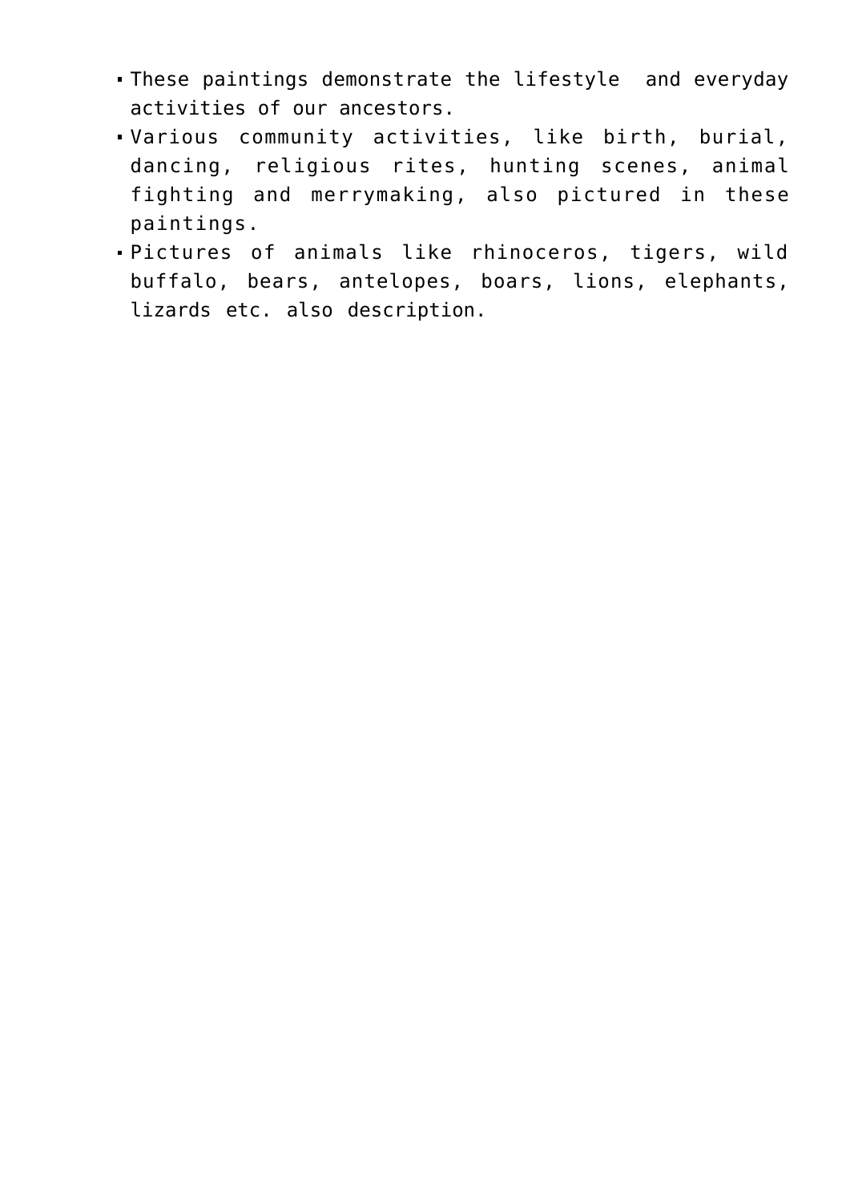- These paintings demonstrate the lifestyle and everyday activities of our ancestors.
- Various community activities, like birth, burial, dancing, religious rites, hunting scenes, animal fighting and merrymaking, also pictured in these paintings.
- Pictures of animals like rhinoceros, tigers, wild buffalo, bears, antelopes, boars, lions, elephants, lizards etc. also description.